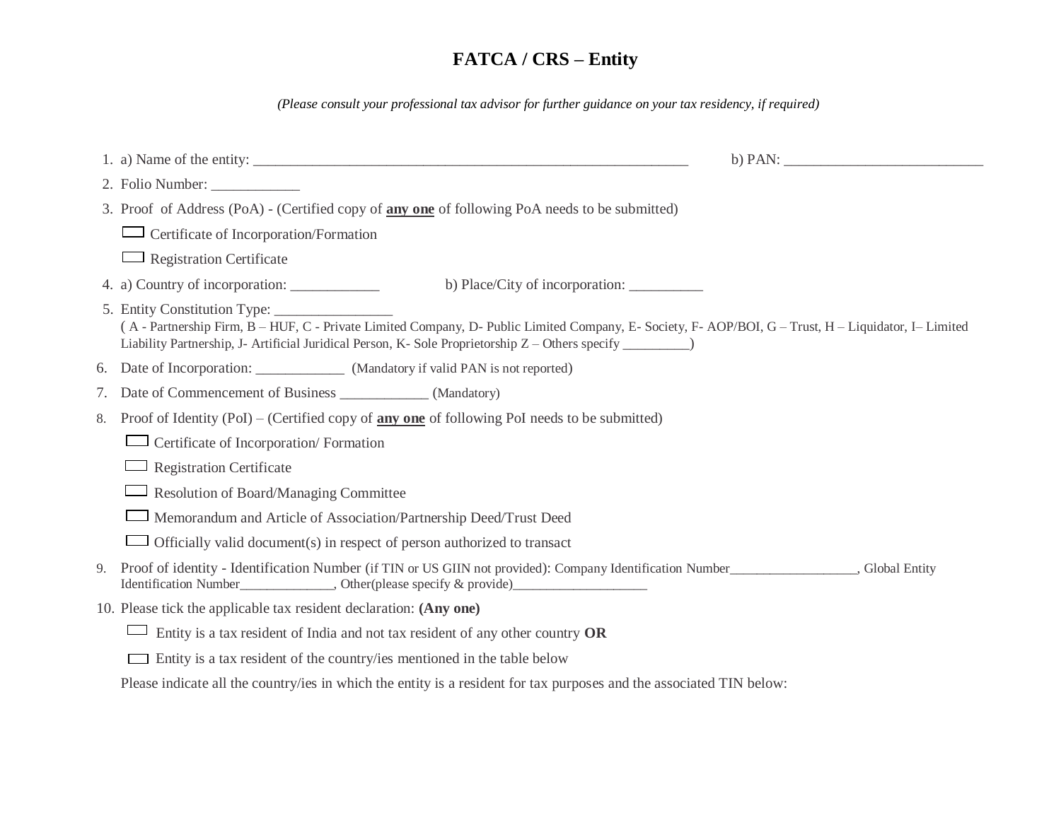# FATCA / CRS – Entity

*(Please consult your professional tax advisor for further guidance on your tax residency, if required)*

1. a) Name of the entity: ___________________________________________________________ b) PAN: ___________________________
2. Folio Number: ____________
3. Proof of Address (PoA) - (Certified copy of **any one** of following PoA needs to be submitted)

   ☐ Certificate of Incorporation/Formation

   ☐ Registration Certificate
4. a) Country of incorporation: ____________ b) Place/City of incorporation: __________
5. Entity Constitution Type: ________________
   ( A - Partnership Firm, B – HUF, C - Private Limited Company, D- Public Limited Company, E- Society, F- AOP/BOI, G – Trust, H – Liquidator, I– Limited Liability Partnership, J- Artificial Juridical Person, K- Sole Proprietorship Z – Others specify __________)
6. Date of Incorporation: ____________ (Mandatory if valid PAN is not reported)
7. Date of Commencement of Business ____________ (Mandatory)
8. Proof of Identity (PoI) – (Certified copy of **any one** of following PoI needs to be submitted)

   ☐ Certificate of Incorporation/ Formation

   ☐ Registration Certificate

   ☐ Resolution of Board/Managing Committee

   ☐ Memorandum and Article of Association/Partnership Deed/Trust Deed

   ☐ Officially valid document(s) in respect of person authorized to transact
9. Proof of identity - Identification Number (if TIN or US GIIN not provided): Company Identification Number___________________, Global Entity Identification Number______________, Other(please specify & provide)____________________
10. Please tick the applicable tax resident declaration: **(Any one)**

    ☐ Entity is a tax resident of India and not tax resident of any other country **OR**

    ☐ Entity is a tax resident of the country/ies mentioned in the table below

    Please indicate all the country/ies in which the entity is a resident for tax purposes and the associated TIN below: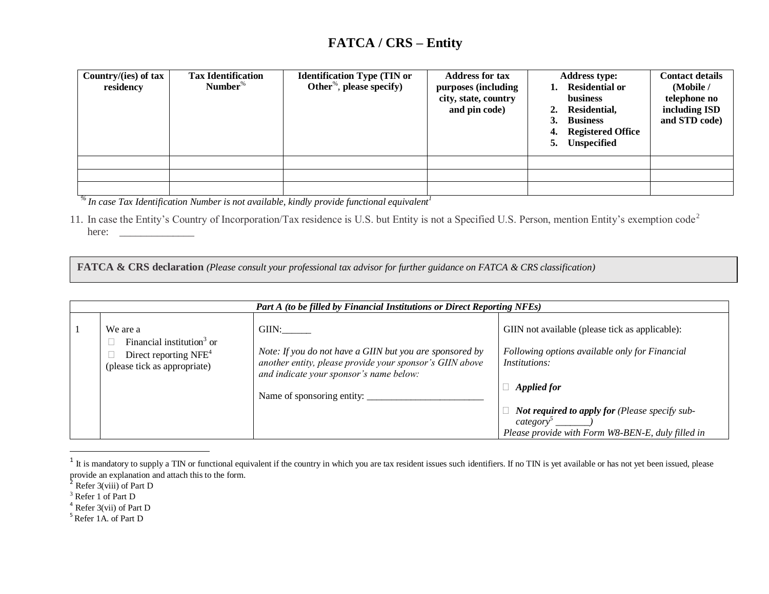# FATCA / CRS – Entity

| Country/(ies) of tax residency | Tax Identification Number% | Identification Type (TIN or Other%, please specify) | Address for tax purposes (including city, state, country and pin code) | Address type: 1. Residential or business 2. Residential, 3. Business 4. Registered Office 5. Unspecified | Contact details (Mobile / telephone no including ISD and STD code) |
|---|---|---|---|---|---|
| | | | | | |
| | | | | | |
| | | | | | |

*% In case Tax Identification Number is not available, kindly provide functional equivalent[1]*

11. In case the Entity's Country of Incorporation/Tax residence is U.S. but Entity is not a Specified U.S. Person, mention Entity's exemption code[2] here: ______________

**FATCA & CRS declaration** *(Please consult your professional tax advisor for further guidance on FATCA & CRS classification)*

| *Part A (to be filled by Financial Institutions or Direct Reporting NFEs)* | | | |
|---|---|---|---|
| 1 | We are a<br>☐ Financial institution[3] or<br>☐ Direct reporting NFE[4]<br>(please tick as appropriate) | GIIN:______<br><br>*Note: If you do not have a GIIN but you are sponsored by another entity, please provide your sponsor's GIIN above and indicate your sponsor's name below:*<br><br>Name of sponsoring entity: ________________________ | GIIN not available (please tick as applicable):<br><br>*Following options available only for Financial Institutions:*<br><br>☐ ***Applied for***<br><br>☐ ***Not required to apply for*** *(Please specify sub-category[5] _______)*<br>*Please provide with Form W8-BEN-E, duly filled in* |

---

[1] It is mandatory to supply a TIN or functional equivalent if the country in which you are tax resident issues such identifiers. If no TIN is yet available or has not yet been issued, please provide an explanation and attach this to the form.

[2] Refer 3(viii) of Part D

[3] Refer 1 of Part D

[4] Refer 3(vii) of Part D

[5] Refer 1A. of Part D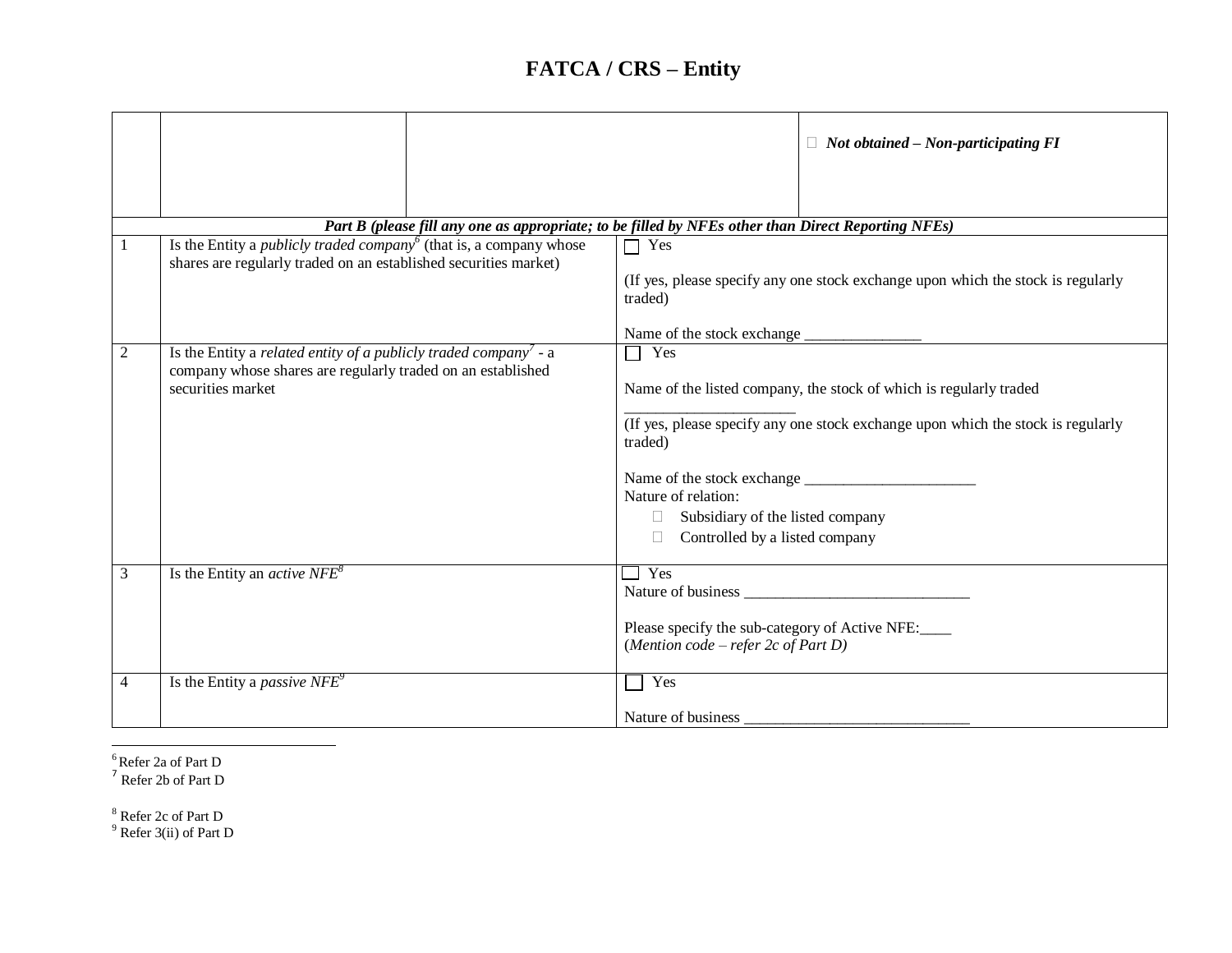# FATCA / CRS – Entity

| | | | |
|---|---|---|---|
| | | | ☐ ***Not obtained – Non-participating FI*** |
| ***Part B (please fill any one as appropriate; to be filled by NFEs other than Direct Reporting NFEs)*** | | | |
| 1 | Is the Entity a *publicly traded company*[6] (that is, a company whose shares are regularly traded on an established securities market) | | ☐ Yes<br><br>(If yes, please specify any one stock exchange upon which the stock is regularly traded)<br><br>Name of the stock exchange _______________ |
| 2 | Is the Entity a *related entity of a publicly traded company*[7] - a company whose shares are regularly traded on an established securities market | | ☐ Yes<br><br>Name of the listed company, the stock of which is regularly traded<br>______________________<br>(If yes, please specify any one stock exchange upon which the stock is regularly traded)<br><br>Name of the stock exchange ______________________<br>Nature of relation:<br>☐ Subsidiary of the listed company<br>☐ Controlled by a listed company |
| 3 | Is the Entity an *active NFE*[8] | | ☐ Yes<br>Nature of business ______________________________<br><br>Please specify the sub-category of Active NFE:____<br>(*Mention code – refer 2c of Part D*) |
| 4 | Is the Entity a *passive NFE*[9] | | ☐ Yes<br><br>Nature of business ______________________________ |

[6] Refer 2a of Part D
[7] Refer 2b of Part D

[8] Refer 2c of Part D
[9] Refer 3(ii) of Part D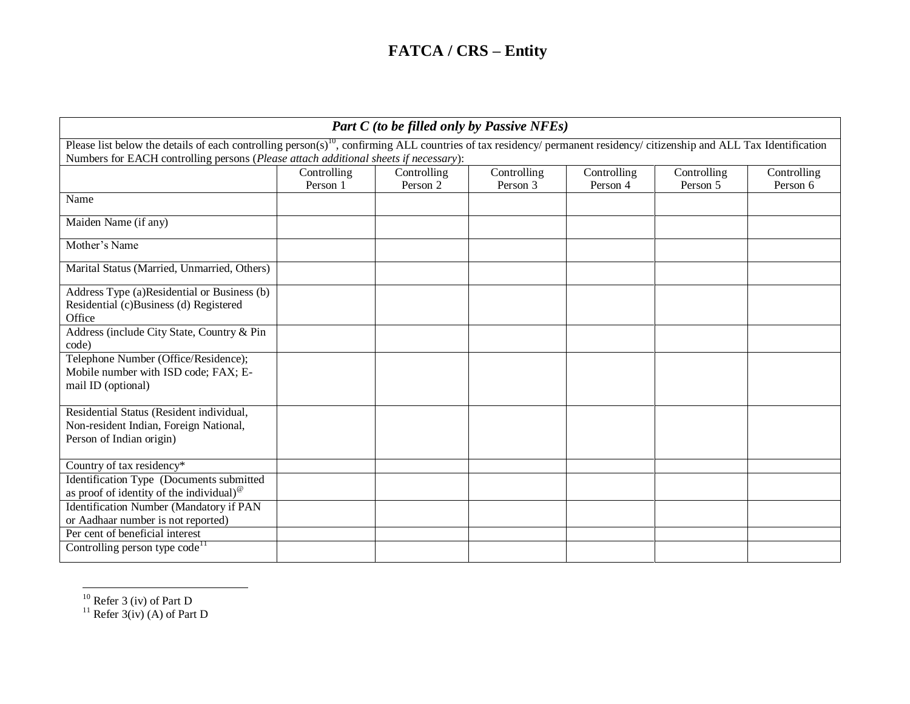# FATCA / CRS – Entity

| ***Part C (to be filled only by Passive NFEs)*** | | | | | | |
|---|---|---|---|---|---|---|
| Please list below the details of each controlling person(s)[10], confirming ALL countries of tax residency/ permanent residency/ citizenship and ALL Tax Identification Numbers for EACH controlling persons (*Please attach additional sheets if necessary*): | | | | | | |
| | Controlling Person 1 | Controlling Person 2 | Controlling Person 3 | Controlling Person 4 | Controlling Person 5 | Controlling Person 6 |
| Name | | | | | | |
| Maiden Name (if any) | | | | | | |
| Mother's Name | | | | | | |
| Marital Status (Married, Unmarried, Others) | | | | | | |
| Address Type (a)Residential or Business (b) Residential (c)Business (d) Registered Office | | | | | | |
| Address (include City State, Country & Pin code) | | | | | | |
| Telephone Number (Office/Residence); Mobile number with ISD code; FAX; E-mail ID (optional) | | | | | | |
| Residential Status (Resident individual, Non-resident Indian, Foreign National, Person of Indian origin) | | | | | | |
| Country of tax residency* | | | | | | |
| Identification Type (Documents submitted as proof of identity of the individual)[@] | | | | | | |
| Identification Number (Mandatory if PAN or Aadhaar number is not reported) | | | | | | |
| Per cent of beneficial interest | | | | | | |
| Controlling person type code[11] | | | | | | |

[10] Refer 3 (iv) of Part D

[11] Refer 3(iv) (A) of Part D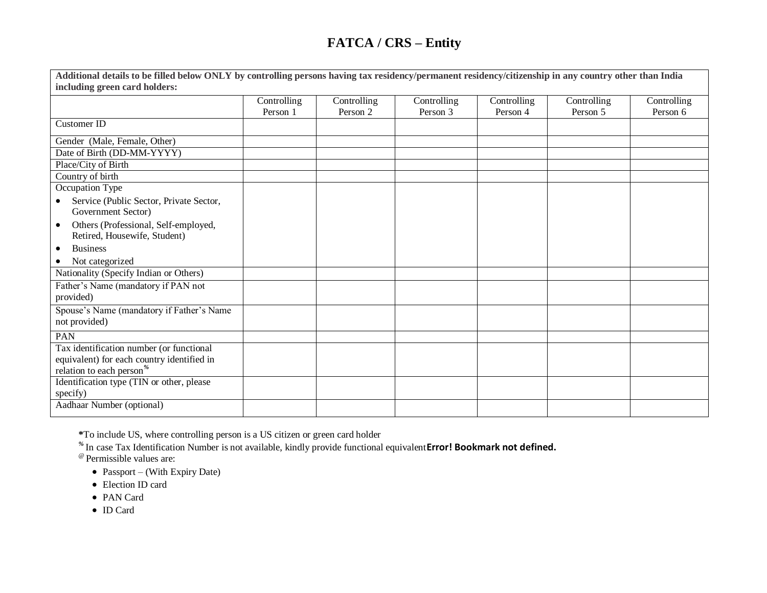# FATCA / CRS – Entity

| **Additional details to be filled below ONLY by controlling persons having tax residency/permanent residency/citizenship in any country other than India including green card holders:** | | | | | | |
|---|---|---|---|---|---|---|
| | Controlling Person 1 | Controlling Person 2 | Controlling Person 3 | Controlling Person 4 | Controlling Person 5 | Controlling Person 6 |
| Customer ID | | | | | | |
| Gender (Male, Female, Other) | | | | | | |
| Date of Birth (DD-MM-YYYY) | | | | | | |
| Place/City of Birth | | | | | | |
| Country of birth | | | | | | |
| Occupation Type<br>• Service (Public Sector, Private Sector, Government Sector)<br>• Others (Professional, Self-employed, Retired, Housewife, Student)<br>• Business<br>• Not categorized | | | | | | |
| Nationality (Specify Indian or Others) | | | | | | |
| Father's Name (mandatory if PAN not provided) | | | | | | |
| Spouse's Name (mandatory if Father's Name not provided) | | | | | | |
| PAN | | | | | | |
| Tax identification number (or functional equivalent) for each country identified in relation to each person[%] | | | | | | |
| Identification type (TIN or other, please specify) | | | | | | |
| Aadhaar Number (optional) | | | | | | |

**\***To include US, where controlling person is a US citizen or green card holder

[%] In case Tax Identification Number is not available, kindly provide functional equivalent**Error! Bookmark not defined.**

[@] Permissible values are:

- Passport – (With Expiry Date)
- Election ID card
- PAN Card
- ID Card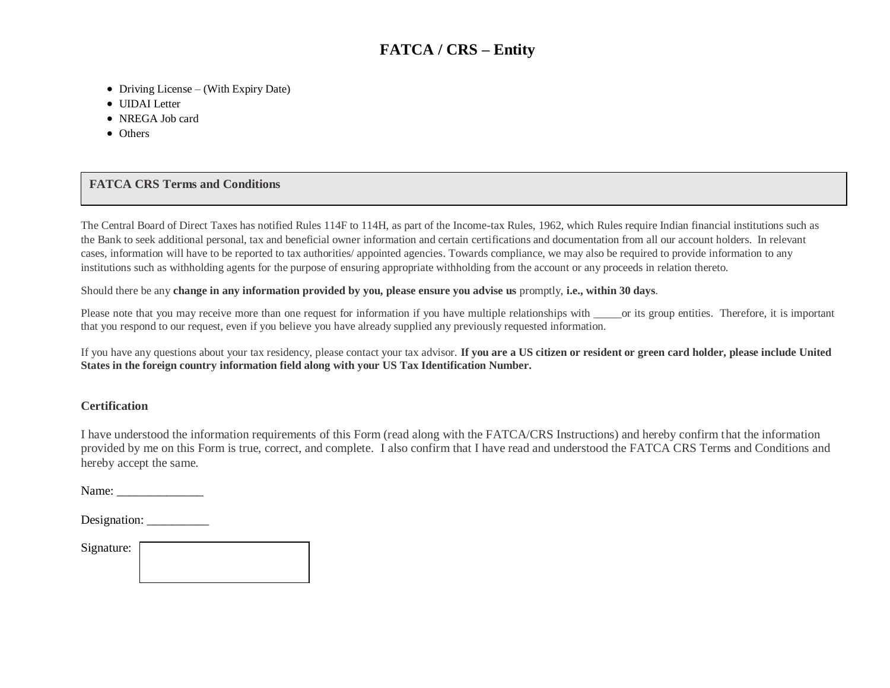# FATCA / CRS – Entity

- Driving License – (With Expiry Date)
- UIDAI Letter
- NREGA Job card
- Others

## FATCA CRS Terms and Conditions

The Central Board of Direct Taxes has notified Rules 114F to 114H, as part of the Income-tax Rules, 1962, which Rules require Indian financial institutions such as the Bank to seek additional personal, tax and beneficial owner information and certain certifications and documentation from all our account holders. In relevant cases, information will have to be reported to tax authorities/ appointed agencies. Towards compliance, we may also be required to provide information to any institutions such as withholding agents for the purpose of ensuring appropriate withholding from the account or any proceeds in relation thereto.

Should there be any **change in any information provided by you, please ensure you advise us** promptly, **i.e., within 30 days**.

Please note that you may receive more than one request for information if you have multiple relationships with _____or its group entities. Therefore, it is important that you respond to our request, even if you believe you have already supplied any previously requested information.

If you have any questions about your tax residency, please contact your tax advisor. **If you are a US citizen or resident or green card holder, please include United States in the foreign country information field along with your US Tax Identification Number.**

### Certification

I have understood the information requirements of this Form (read along with the FATCA/CRS Instructions) and hereby confirm that the information provided by me on this Form is true, correct, and complete. I also confirm that I have read and understood the FATCA CRS Terms and Conditions and hereby accept the same.

Name: ______________

Designation: __________

Signature: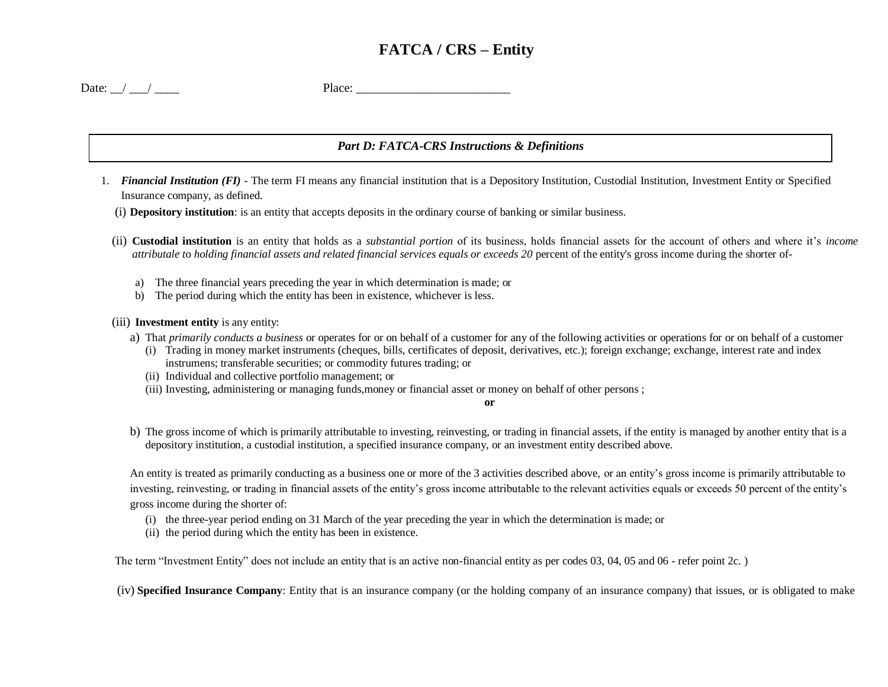# FATCA / CRS – Entity

Date: __/ ___/ ____ Place: _________________________

## *Part D: FATCA-CRS Instructions & Definitions*

1. ***Financial Institution (FI)*** - The term FI means any financial institution that is a Depository Institution, Custodial Institution, Investment Entity or Specified Insurance company, as defined.

   (i) **Depository institution**: is an entity that accepts deposits in the ordinary course of banking or similar business.

   (ii) **Custodial institution** is an entity that holds as a *substantial portion* of its business, holds financial assets for the account of others and where it's *income attributale to holding financial assets and related financial services equals or exceeds 20* percent of the entity's gross income during the shorter of-

   a) The three financial years preceding the year in which determination is made; or
   b) The period during which the entity has been in existence, whichever is less.

   (iii) **Investment entity** is any entity:

   a) That *primarily conducts a business* or operates for or on behalf of a customer for any of the following activities or operations for or on behalf of a customer
      (i) Trading in money market instruments (cheques, bills, certificates of deposit, derivatives, etc.); foreign exchange; exchange, interest rate and index instrumens; transferable securities; or commodity futures trading; or
      (ii) Individual and collective portfolio management; or
      (iii) Investing, administering or managing funds,money or financial asset or money on behalf of other persons ;

   **or**

   b) The gross income of which is primarily attributable to investing, reinvesting, or trading in financial assets, if the entity is managed by another entity that is a depository institution, a custodial institution, a specified insurance company, or an investment entity described above.

   An entity is treated as primarily conducting as a business one or more of the 3 activities described above, or an entity's gross income is primarily attributable to investing, reinvesting, or trading in financial assets of the entity's gross income attributable to the relevant activities equals or exceeds 50 percent of the entity's gross income during the shorter of:
      (i) the three-year period ending on 31 March of the year preceding the year in which the determination is made; or
      (ii) the period during which the entity has been in existence.

   The term "Investment Entity" does not include an entity that is an active non-financial entity as per codes 03, 04, 05 and 06 - refer point 2c. )

   (iv) **Specified Insurance Company**: Entity that is an insurance company (or the holding company of an insurance company) that issues, or is obligated to make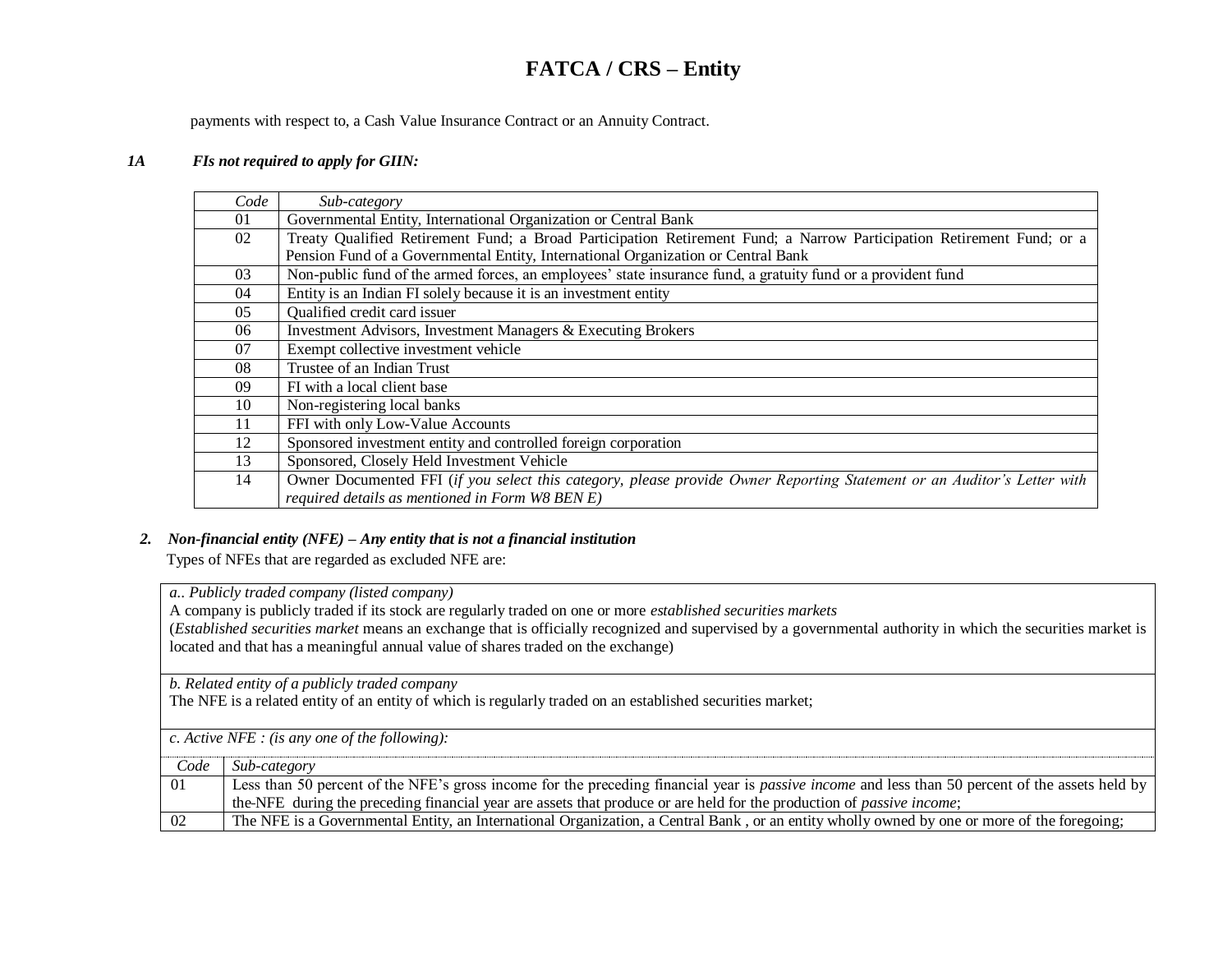# FATCA / CRS – Entity

payments with respect to, a Cash Value Insurance Contract or an Annuity Contract.

***1A FIs not required to apply for GIIN:***

| *Code* | *Sub-category* |
|---|---|
| 01 | Governmental Entity, International Organization or Central Bank |
| 02 | Treaty Qualified Retirement Fund; a Broad Participation Retirement Fund; a Narrow Participation Retirement Fund; or a Pension Fund of a Governmental Entity, International Organization or Central Bank |
| 03 | Non-public fund of the armed forces, an employees' state insurance fund, a gratuity fund or a provident fund |
| 04 | Entity is an Indian FI solely because it is an investment entity |
| 05 | Qualified credit card issuer |
| 06 | Investment Advisors, Investment Managers & Executing Brokers |
| 07 | Exempt collective investment vehicle |
| 08 | Trustee of an Indian Trust |
| 09 | FI with a local client base |
| 10 | Non-registering local banks |
| 11 | FFI with only Low-Value Accounts |
| 12 | Sponsored investment entity and controlled foreign corporation |
| 13 | Sponsored, Closely Held Investment Vehicle |
| 14 | Owner Documented FFI (*if you select this category, please provide Owner Reporting Statement or an Auditor's Letter with required details as mentioned in Form W8 BEN E)* |

***2. Non-financial entity (NFE) – Any entity that is not a financial institution***

Types of NFEs that are regarded as excluded NFE are:

*a.. Publicly traded company (listed company)*

A company is publicly traded if its stock are regularly traded on one or more *established securities markets*

(*Established securities market* means an exchange that is officially recognized and supervised by a governmental authority in which the securities market is located and that has a meaningful annual value of shares traded on the exchange)

*b. Related entity of a publicly traded company*

The NFE is a related entity of an entity of which is regularly traded on an established securities market;

*c. Active NFE : (is any one of the following):*

| *Code* | *Sub-category* |
|---|---|
| 01 | Less than 50 percent of the NFE's gross income for the preceding financial year is *passive income* and less than 50 percent of the assets held by the NFE during the preceding financial year are assets that produce or are held for the production of *passive income*; |
| 02 | The NFE is a Governmental Entity, an International Organization, a Central Bank , or an entity wholly owned by one or more of the foregoing; |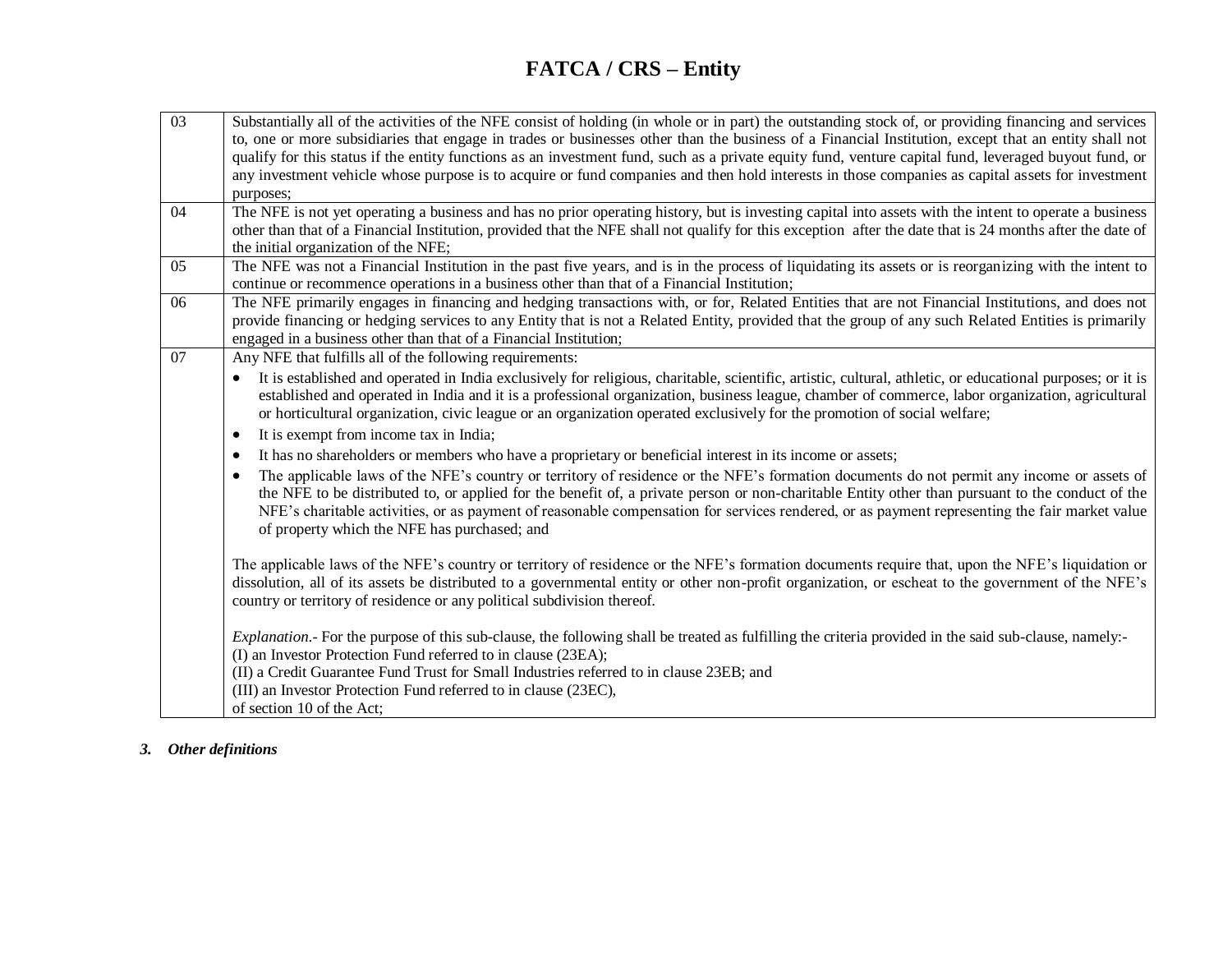# FATCA / CRS – Entity

| | |
|---|---|
| 03 | Substantially all of the activities of the NFE consist of holding (in whole or in part) the outstanding stock of, or providing financing and services to, one or more subsidiaries that engage in trades or businesses other than the business of a Financial Institution, except that an entity shall not qualify for this status if the entity functions as an investment fund, such as a private equity fund, venture capital fund, leveraged buyout fund, or any investment vehicle whose purpose is to acquire or fund companies and then hold interests in those companies as capital assets for investment purposes; |
| 04 | The NFE is not yet operating a business and has no prior operating history, but is investing capital into assets with the intent to operate a business other than that of a Financial Institution, provided that the NFE shall not qualify for this exception after the date that is 24 months after the date of the initial organization of the NFE; |
| 05 | The NFE was not a Financial Institution in the past five years, and is in the process of liquidating its assets or is reorganizing with the intent to continue or recommence operations in a business other than that of a Financial Institution; |
| 06 | The NFE primarily engages in financing and hedging transactions with, or for, Related Entities that are not Financial Institutions, and does not provide financing or hedging services to any Entity that is not a Related Entity, provided that the group of any such Related Entities is primarily engaged in a business other than that of a Financial Institution; |
| 07 | Any NFE that fulfills all of the following requirements:<br>• It is established and operated in India exclusively for religious, charitable, scientific, artistic, cultural, athletic, or educational purposes; or it is established and operated in India and it is a professional organization, business league, chamber of commerce, labor organization, agricultural or horticultural organization, civic league or an organization operated exclusively for the promotion of social welfare;<br>• It is exempt from income tax in India;<br>• It has no shareholders or members who have a proprietary or beneficial interest in its income or assets;<br>• The applicable laws of the NFE's country or territory of residence or the NFE's formation documents do not permit any income or assets of the NFE to be distributed to, or applied for the benefit of, a private person or non-charitable Entity other than pursuant to the conduct of the NFE's charitable activities, or as payment of reasonable compensation for services rendered, or as payment representing the fair market value of property which the NFE has purchased; and<br><br>The applicable laws of the NFE's country or territory of residence or the NFE's formation documents require that, upon the NFE's liquidation or dissolution, all of its assets be distributed to a governmental entity or other non-profit organization, or escheat to the government of the NFE's country or territory of residence or any political subdivision thereof.<br><br>*Explanation*.- For the purpose of this sub-clause, the following shall be treated as fulfilling the criteria provided in the said sub-clause, namely:-<br>(I) an Investor Protection Fund referred to in clause (23EA);<br>(II) a Credit Guarantee Fund Trust for Small Industries referred to in clause 23EB; and<br>(III) an Investor Protection Fund referred to in clause (23EC),<br>of section 10 of the Act; |

***3. Other definitions***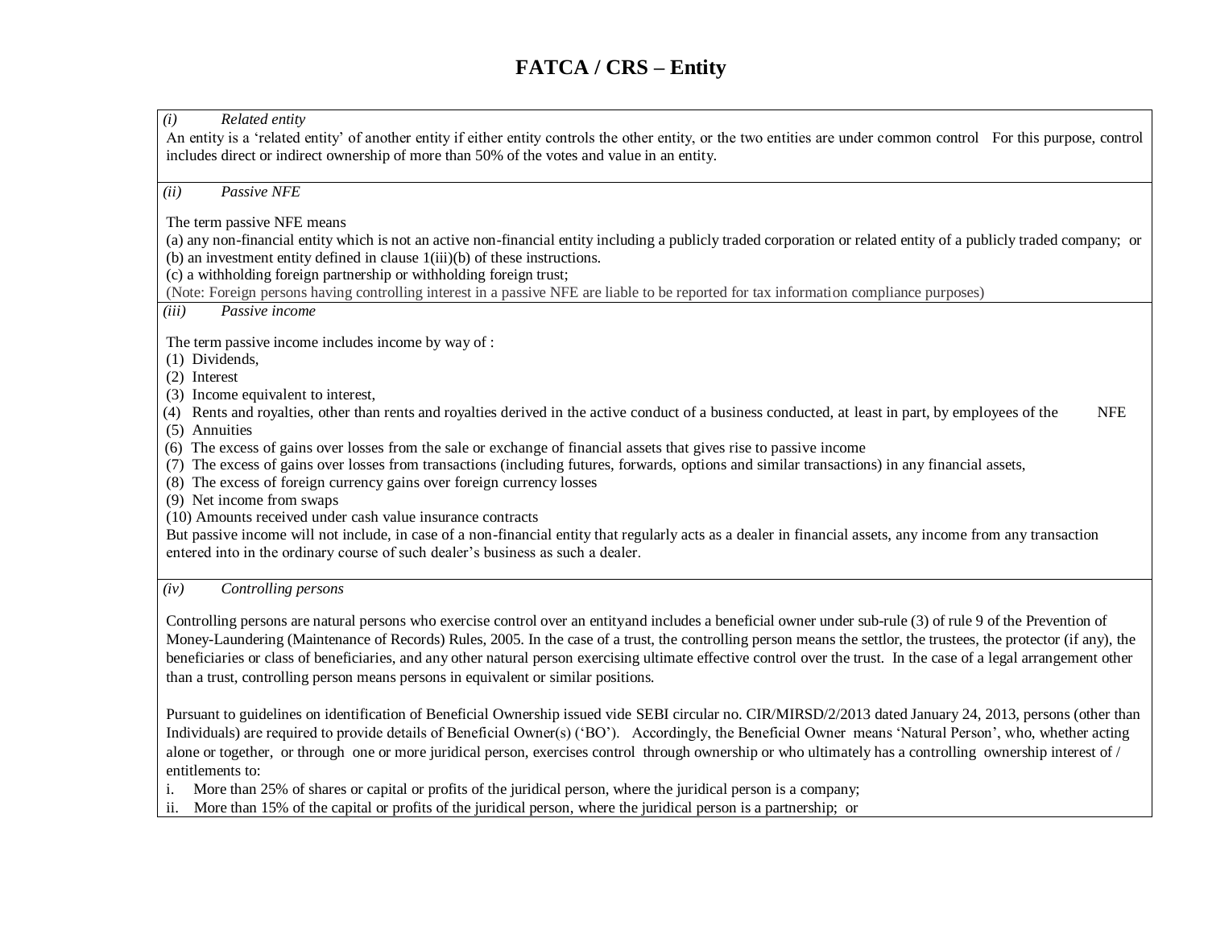# FATCA / CRS – Entity

*(i) Related entity*

An entity is a 'related entity' of another entity if either entity controls the other entity, or the two entities are under common control For this purpose, control includes direct or indirect ownership of more than 50% of the votes and value in an entity.

*(ii) Passive NFE*

The term passive NFE means

(a) any non-financial entity which is not an active non-financial entity including a publicly traded corporation or related entity of a publicly traded company; or

(b) an investment entity defined in clause 1(iii)(b) of these instructions.

(c) a withholding foreign partnership or withholding foreign trust;

(Note: Foreign persons having controlling interest in a passive NFE are liable to be reported for tax information compliance purposes)

*(iii) Passive income*

The term passive income includes income by way of :

(1) Dividends,
(2) Interest
(3) Income equivalent to interest,
(4) Rents and royalties, other than rents and royalties derived in the active conduct of a business conducted, at least in part, by employees of the NFE
(5) Annuities
(6) The excess of gains over losses from the sale or exchange of financial assets that gives rise to passive income
(7) The excess of gains over losses from transactions (including futures, forwards, options and similar transactions) in any financial assets,
(8) The excess of foreign currency gains over foreign currency losses
(9) Net income from swaps
(10) Amounts received under cash value insurance contracts

But passive income will not include, in case of a non-financial entity that regularly acts as a dealer in financial assets, any income from any transaction entered into in the ordinary course of such dealer's business as such a dealer.

*(iv) Controlling persons*

Controlling persons are natural persons who exercise control over an entityand includes a beneficial owner under sub-rule (3) of rule 9 of the Prevention of Money-Laundering (Maintenance of Records) Rules, 2005. In the case of a trust, the controlling person means the settlor, the trustees, the protector (if any), the beneficiaries or class of beneficiaries, and any other natural person exercising ultimate effective control over the trust. In the case of a legal arrangement other than a trust, controlling person means persons in equivalent or similar positions.

Pursuant to guidelines on identification of Beneficial Ownership issued vide SEBI circular no. CIR/MIRSD/2/2013 dated January 24, 2013, persons (other than Individuals) are required to provide details of Beneficial Owner(s) ('BO'). Accordingly, the Beneficial Owner means 'Natural Person', who, whether acting alone or together, or through one or more juridical person, exercises control through ownership or who ultimately has a controlling ownership interest of / entitlements to:

i. More than 25% of shares or capital or profits of the juridical person, where the juridical person is a company;
ii. More than 15% of the capital or profits of the juridical person, where the juridical person is a partnership; or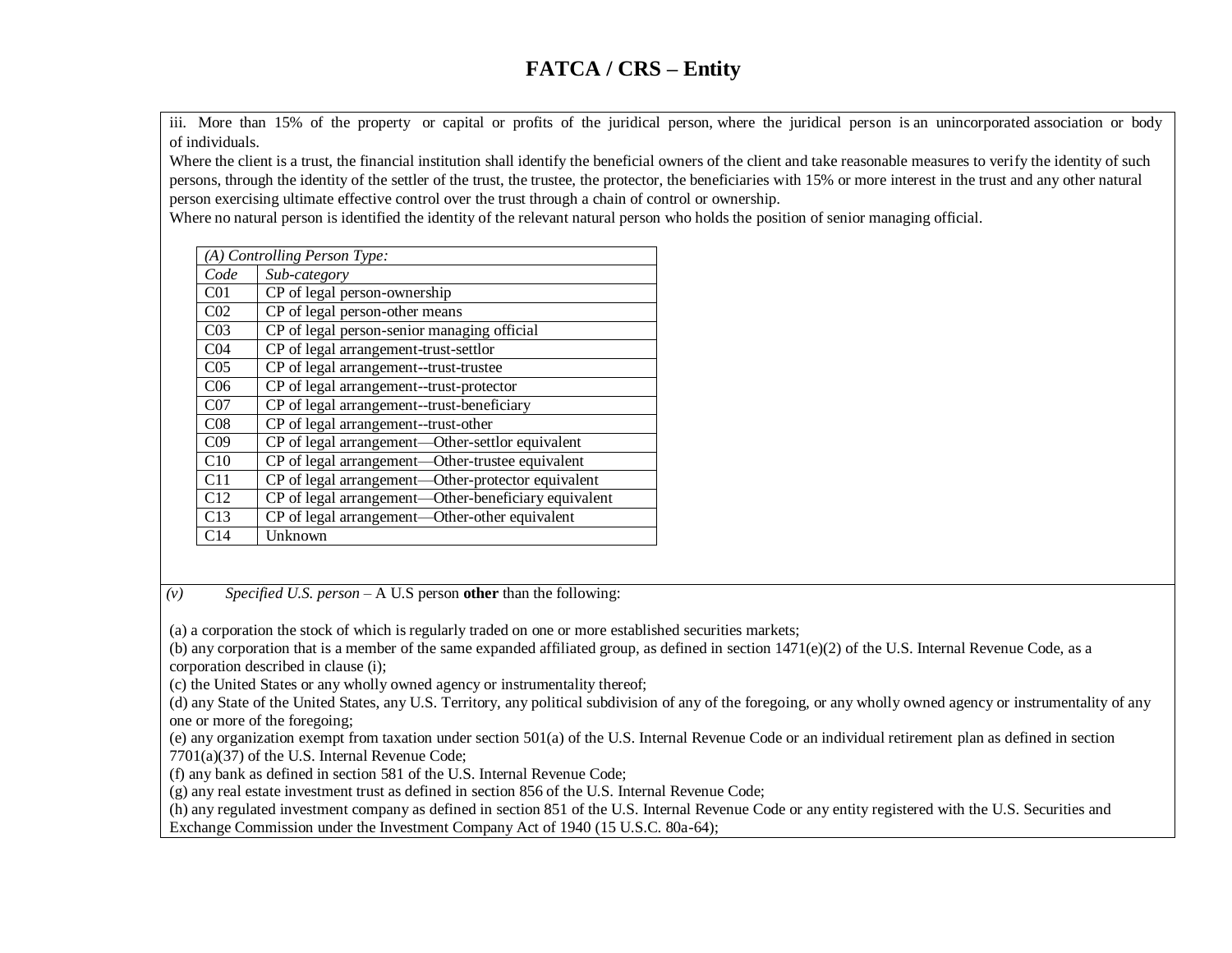# FATCA / CRS – Entity

iii. More than 15% of the property or capital or profits of the juridical person, where the juridical person is an unincorporated association or body of individuals.

Where the client is a trust, the financial institution shall identify the beneficial owners of the client and take reasonable measures to verify the identity of such persons, through the identity of the settler of the trust, the trustee, the protector, the beneficiaries with 15% or more interest in the trust and any other natural person exercising ultimate effective control over the trust through a chain of control or ownership.

Where no natural person is identified the identity of the relevant natural person who holds the position of senior managing official.

| *(A) Controlling Person Type:* | |
|---|---|
| *Code* | *Sub-category* |
| C01 | CP of legal person-ownership |
| C02 | CP of legal person-other means |
| C03 | CP of legal person-senior managing official |
| C04 | CP of legal arrangement-trust-settlor |
| C05 | CP of legal arrangement--trust-trustee |
| C06 | CP of legal arrangement--trust-protector |
| C07 | CP of legal arrangement--trust-beneficiary |
| C08 | CP of legal arrangement--trust-other |
| C09 | CP of legal arrangement—Other-settlor equivalent |
| C10 | CP of legal arrangement—Other-trustee equivalent |
| C11 | CP of legal arrangement—Other-protector equivalent |
| C12 | CP of legal arrangement—Other-beneficiary equivalent |
| C13 | CP of legal arrangement—Other-other equivalent |
| C14 | Unknown |

*(v)* *Specified U.S. person* – A U.S person **other** than the following:

(a) a corporation the stock of which is regularly traded on one or more established securities markets;
(b) any corporation that is a member of the same expanded affiliated group, as defined in section 1471(e)(2) of the U.S. Internal Revenue Code, as a corporation described in clause (i);
(c) the United States or any wholly owned agency or instrumentality thereof;
(d) any State of the United States, any U.S. Territory, any political subdivision of any of the foregoing, or any wholly owned agency or instrumentality of any one or more of the foregoing;
(e) any organization exempt from taxation under section 501(a) of the U.S. Internal Revenue Code or an individual retirement plan as defined in section 7701(a)(37) of the U.S. Internal Revenue Code;
(f) any bank as defined in section 581 of the U.S. Internal Revenue Code;
(g) any real estate investment trust as defined in section 856 of the U.S. Internal Revenue Code;
(h) any regulated investment company as defined in section 851 of the U.S. Internal Revenue Code or any entity registered with the U.S. Securities and Exchange Commission under the Investment Company Act of 1940 (15 U.S.C. 80a-64);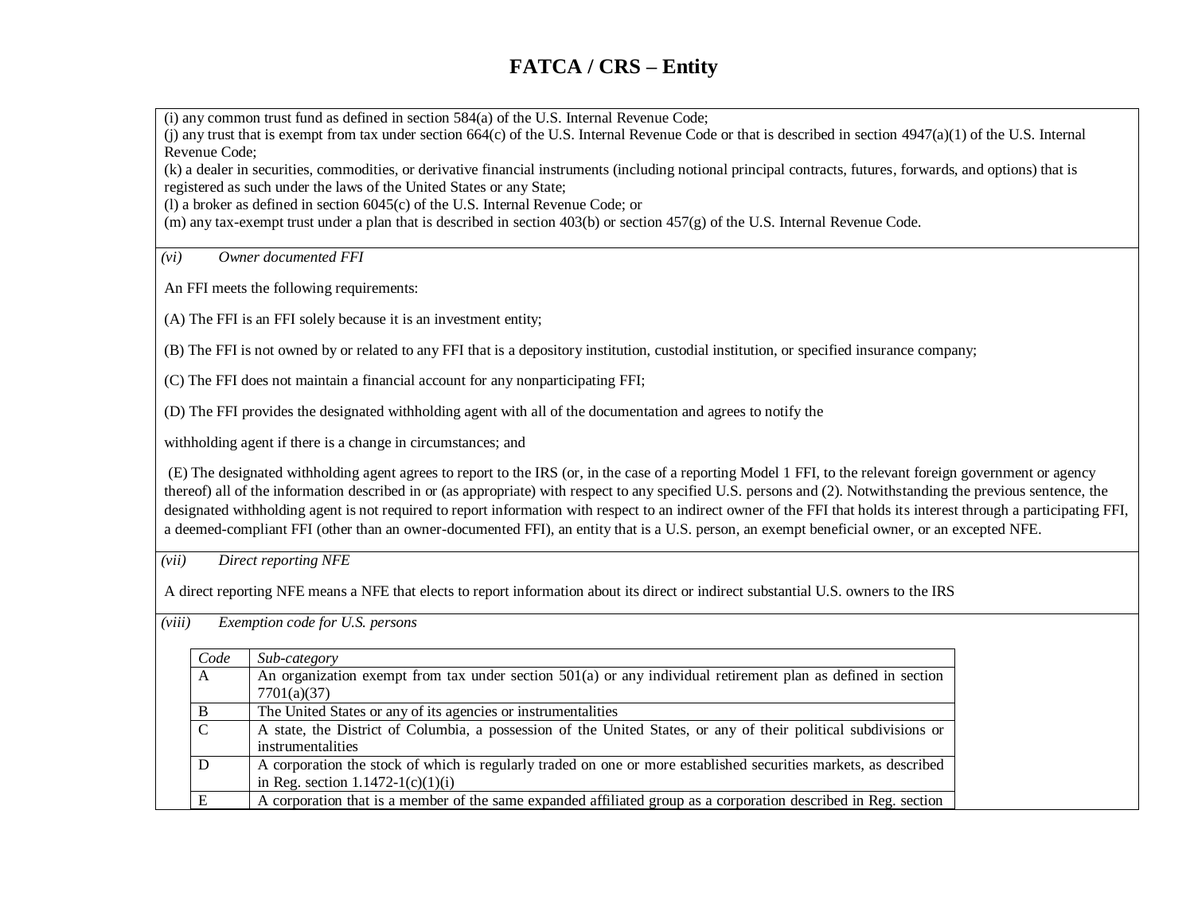# FATCA / CRS – Entity

(i) any common trust fund as defined in section 584(a) of the U.S. Internal Revenue Code;
(j) any trust that is exempt from tax under section 664(c) of the U.S. Internal Revenue Code or that is described in section 4947(a)(1) of the U.S. Internal Revenue Code;
(k) a dealer in securities, commodities, or derivative financial instruments (including notional principal contracts, futures, forwards, and options) that is registered as such under the laws of the United States or any State;
(l) a broker as defined in section 6045(c) of the U.S. Internal Revenue Code; or
(m) any tax-exempt trust under a plan that is described in section 403(b) or section 457(g) of the U.S. Internal Revenue Code.

*(vi) Owner documented FFI*

An FFI meets the following requirements:

(A) The FFI is an FFI solely because it is an investment entity;

(B) The FFI is not owned by or related to any FFI that is a depository institution, custodial institution, or specified insurance company;

(C) The FFI does not maintain a financial account for any nonparticipating FFI;

(D) The FFI provides the designated withholding agent with all of the documentation and agrees to notify the

withholding agent if there is a change in circumstances; and

(E) The designated withholding agent agrees to report to the IRS (or, in the case of a reporting Model 1 FFI, to the relevant foreign government or agency thereof) all of the information described in or (as appropriate) with respect to any specified U.S. persons and (2). Notwithstanding the previous sentence, the designated withholding agent is not required to report information with respect to an indirect owner of the FFI that holds its interest through a participating FFI, a deemed-compliant FFI (other than an owner-documented FFI), an entity that is a U.S. person, an exempt beneficial owner, or an excepted NFE.

*(vii) Direct reporting NFE*

A direct reporting NFE means a NFE that elects to report information about its direct or indirect substantial U.S. owners to the IRS

*(viii) Exemption code for U.S. persons*

| *Code* | *Sub-category* |
|---|---|
| A | An organization exempt from tax under section 501(a) or any individual retirement plan as defined in section 7701(a)(37) |
| B | The United States or any of its agencies or instrumentalities |
| C | A state, the District of Columbia, a possession of the United States, or any of their political subdivisions or instrumentalities |
| D | A corporation the stock of which is regularly traded on one or more established securities markets, as described in Reg. section 1.1472-1(c)(1)(i) |
| E | A corporation that is a member of the same expanded affiliated group as a corporation described in Reg. section |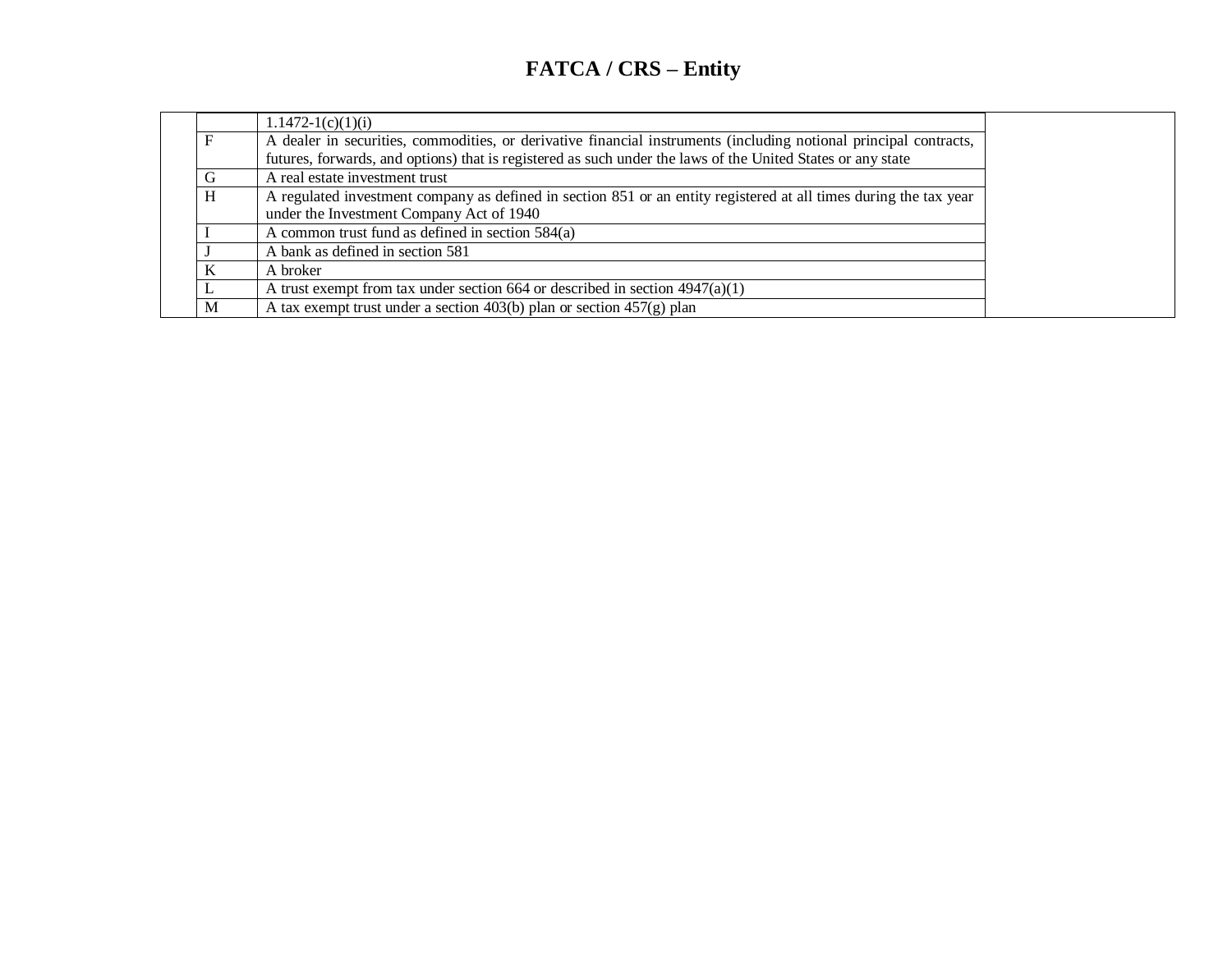# FATCA / CRS – Entity

| | | | |
|---|---|---|---|
| | | 1.1472-1(c)(1)(i) | |
| | F | A dealer in securities, commodities, or derivative financial instruments (including notional principal contracts, futures, forwards, and options) that is registered as such under the laws of the United States or any state | |
| | G | A real estate investment trust | |
| | H | A regulated investment company as defined in section 851 or an entity registered at all times during the tax year under the Investment Company Act of 1940 | |
| | I | A common trust fund as defined in section 584(a) | |
| | J | A bank as defined in section 581 | |
| | K | A broker | |
| | L | A trust exempt from tax under section 664 or described in section 4947(a)(1) | |
| | M | A tax exempt trust under a section 403(b) plan or section 457(g) plan | |